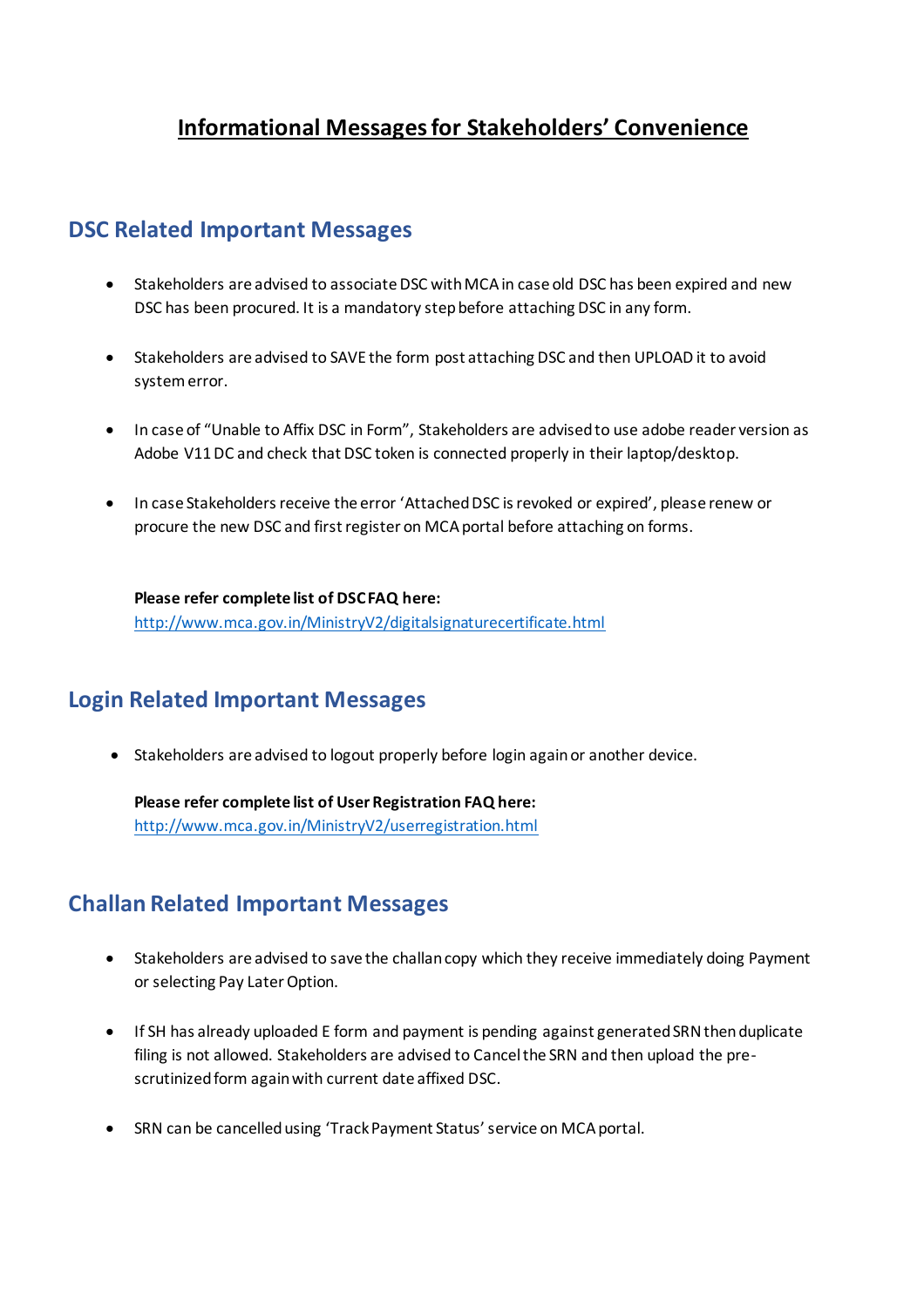# Informational Messages for Stakeholders' Convenience

## DSC Related Important Messages

- Stakeholders are advised to associate DSC with MCA in case old DSC has been expired and new DSC has been procured. It is a mandatory step before attaching DSC in any form.
- Stakeholders are advised to SAVE the form post attaching DSC and then UPLOAD it to avoid system error.
- In case of "Unable to Affix DSC in Form", Stakeholders are advised to use adobe reader version as Adobe V11 DC and check that DSC token is connected properly in their laptop/desktop.
- In case Stakeholders receive the error 'Attached DSC is revoked or expired', please renew or procure the new DSC and first register on MCA portal before attaching on forms.

**Please refer complete list of DSC FAQ here:**
http://www.mca.gov.in/MinistryV2/digitalsignaturecertificate.html

## Login Related Important Messages

- Stakeholders are advised to logout properly before login again or another device.

**Please refer complete list of User Registration FAQ here:**
http://www.mca.gov.in/MinistryV2/userregistration.html

## Challan Related Important Messages

- Stakeholders are advised to save the challan copy which they receive immediately doing Payment or selecting Pay Later Option.
- If SH has already uploaded E form and payment is pending against generated SRN then duplicate filing is not allowed. Stakeholders are advised to Cancel the SRN and then upload the pre-scrutinized form again with current date affixed DSC.
- SRN can be cancelled using 'Track Payment Status' service on MCA portal.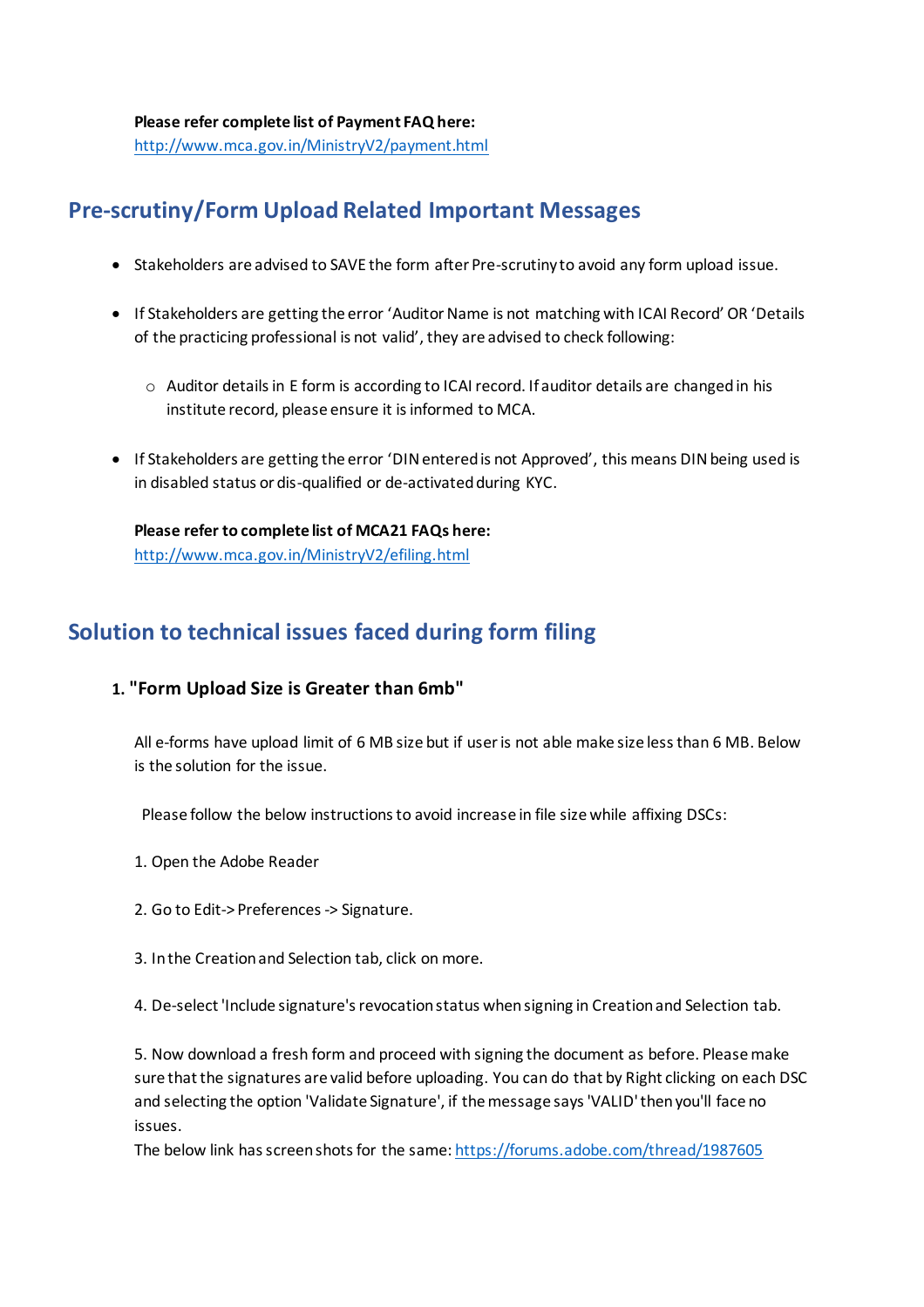**Please refer complete list of Payment FAQ here:**
[http://www.mca.gov.in/MinistryV2/payment.html](http://www.mca.gov.in/MinistryV2/payment.html)

## Pre-scrutiny/Form Upload Related Important Messages

- Stakeholders are advised to SAVE the form after Pre-scrutiny to avoid any form upload issue.
- If Stakeholders are getting the error 'Auditor Name is not matching with ICAI Record' OR 'Details of the practicing professional is not valid', they are advised to check following:
  - Auditor details in E form is according to ICAI record. If auditor details are changed in his institute record, please ensure it is informed to MCA.
- If Stakeholders are getting the error 'DIN entered is not Approved', this means DIN being used is in disabled status or dis-qualified or de-activated during KYC.

  **Please refer to complete list of MCA21 FAQs here:**
  [http://www.mca.gov.in/MinistryV2/efiling.html](http://www.mca.gov.in/MinistryV2/efiling.html)

## Solution to technical issues faced during form filing

### 1. "Form Upload Size is Greater than 6mb"

All e-forms have upload limit of 6 MB size but if user is not able make size less than 6 MB. Below is the solution for the issue.

Please follow the below instructions to avoid increase in file size while affixing DSCs:

1. Open the Adobe Reader

2. Go to Edit-> Preferences -> Signature.

3. In the Creation and Selection tab, click on more.

4. De-select 'Include signature's revocation status when signing in Creation and Selection tab.

5. Now download a fresh form and proceed with signing the document as before. Please make sure that the signatures are valid before uploading. You can do that by Right clicking on each DSC and selecting the option 'Validate Signature', if the message says 'VALID' then you'll face no issues.
The below link has screen shots for the same: [https://forums.adobe.com/thread/1987605](https://forums.adobe.com/thread/1987605)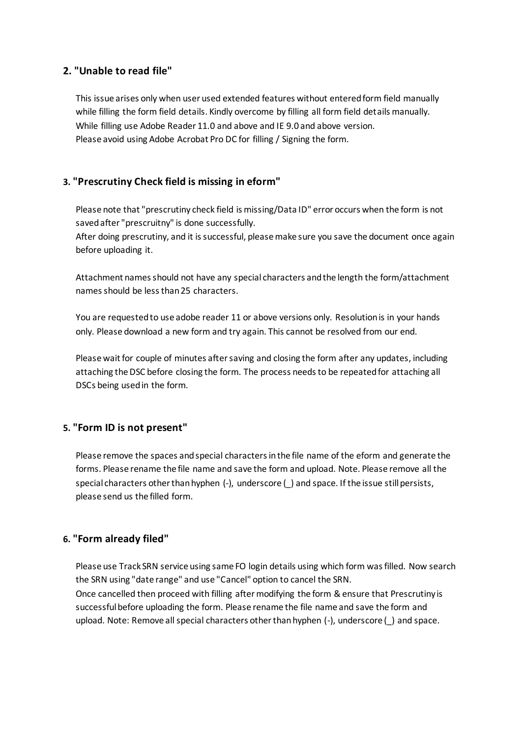## 2. "Unable to read file"

This issue arises only when user used extended features without entered form field manually while filling the form field details. Kindly overcome by filling all form field details manually. While filling use Adobe Reader 11.0 and above and IE 9.0 and above version. Please avoid using Adobe Acrobat Pro DC for filling / Signing the form.

## 3. "Prescrutiny Check field is missing in eform"

Please note that "prescrutiny check field is missing/Data ID" error occurs when the form is not saved after "prescruitny" is done successfully.
After doing prescrutiny, and it is successful, please make sure you save the document once again before uploading it.

Attachment names should not have any special characters and the length the form/attachment names should be less than 25 characters.

You are requested to use adobe reader 11 or above versions only. Resolution is in your hands only. Please download a new form and try again. This cannot be resolved from our end.

Please wait for couple of minutes after saving and closing the form after any updates, including attaching the DSC before closing the form. The process needs to be repeated for attaching all DSCs being used in the form.

## 5. "Form ID is not present"

Please remove the spaces and special characters in the file name of the eform and generate the forms. Please rename the file name and save the form and upload. Note. Please remove all the special characters other than hyphen (-), underscore (_) and space. If the issue still persists, please send us the filled form.

## 6. "Form already filed"

Please use Track SRN service using same FO login details using which form was filled. Now search the SRN using "date range" and use "Cancel" option to cancel the SRN.
Once cancelled then proceed with filling after modifying the form & ensure that Prescrutiny is successful before uploading the form. Please rename the file name and save the form and upload. Note: Remove all special characters other than hyphen (-), underscore (_) and space.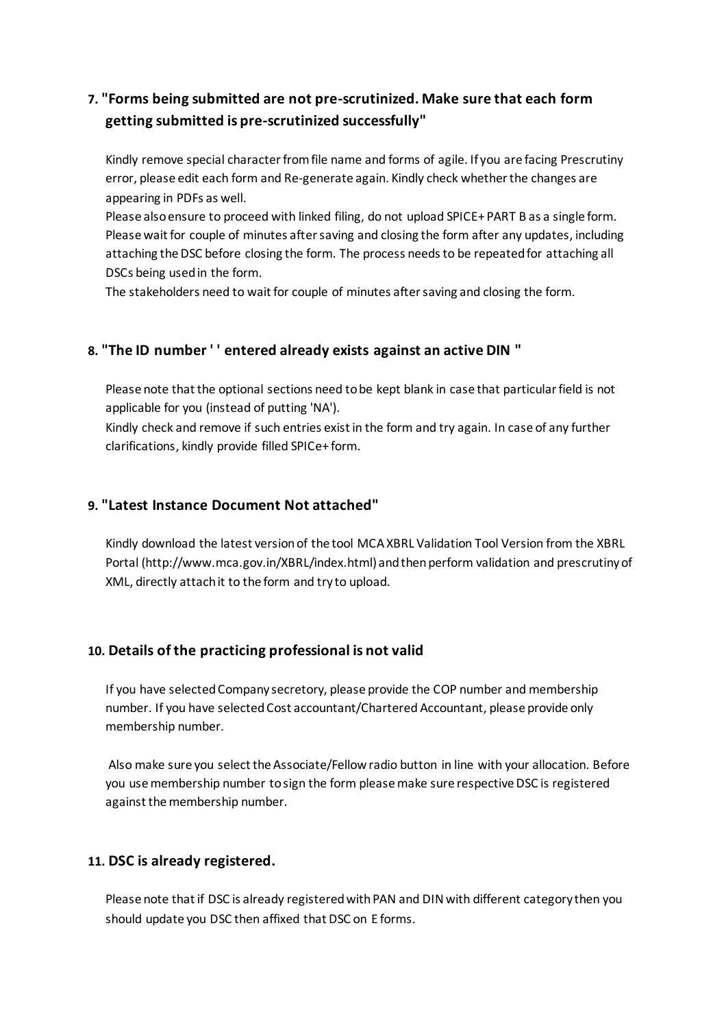### 7. "Forms being submitted are not pre-scrutinized. Make sure that each form getting submitted is pre-scrutinized successfully"

Kindly remove special character from file name and forms of agile. If you are facing Prescrutiny error, please edit each form and Re-generate again. Kindly check whether the changes are appearing in PDFs as well.

Please also ensure to proceed with linked filing, do not upload SPICE+ PART B as a single form. Please wait for couple of minutes after saving and closing the form after any updates, including attaching the DSC before closing the form. The process needs to be repeated for attaching all DSCs being used in the form.

The stakeholders need to wait for couple of minutes after saving and closing the form.

### 8. "The ID number ' ' entered already exists against an active DIN "

Please note that the optional sections need to be kept blank in case that particular field is not applicable for you (instead of putting 'NA').

Kindly check and remove if such entries exist in the form and try again. In case of any further clarifications, kindly provide filled SPICe+ form.

### 9. "Latest Instance Document Not attached"

Kindly download the latest version of the tool MCA XBRL Validation Tool Version from the XBRL Portal (http://www.mca.gov.in/XBRL/index.html) and then perform validation and prescrutiny of XML, directly attach it to the form and try to upload.

### 10. Details of the practicing professional is not valid

If you have selected Company secretory, please provide the COP number and membership number. If you have selected Cost accountant/Chartered Accountant, please provide only membership number.

Also make sure you select the Associate/Fellow radio button in line with your allocation. Before you use membership number to sign the form please make sure respective DSC is registered against the membership number.

### 11. DSC is already registered.

Please note that if DSC is already registered with PAN and DIN with different category then you should update you DSC then affixed that DSC on E forms.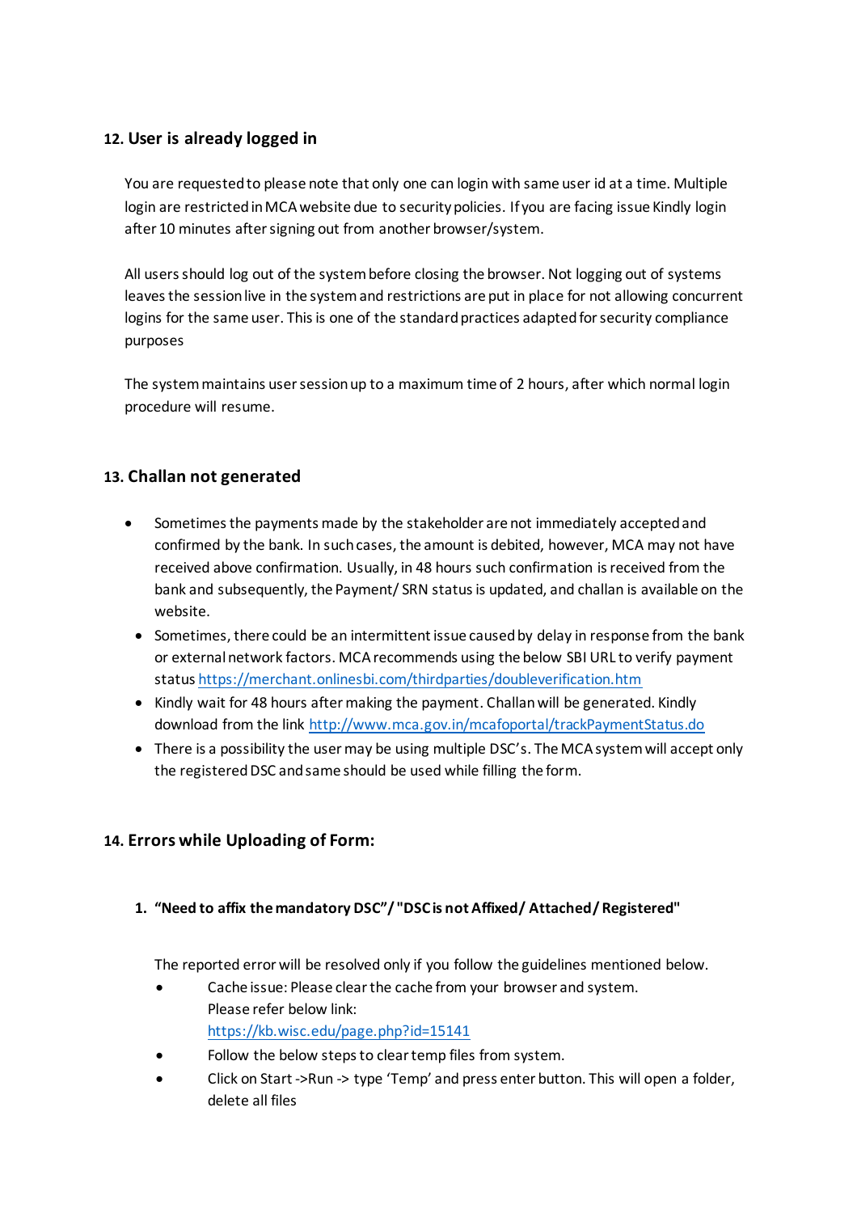## 12. User is already logged in

You are requested to please note that only one can login with same user id at a time. Multiple login are restricted in MCA website due to security policies. If you are facing issue Kindly login after 10 minutes after signing out from another browser/system.

All users should log out of the system before closing the browser. Not logging out of systems leaves the session live in the system and restrictions are put in place for not allowing concurrent logins for the same user. This is one of the standard practices adapted for security compliance purposes

The system maintains user session up to a maximum time of 2 hours, after which normal login procedure will resume.

## 13. Challan not generated

- Sometimes the payments made by the stakeholder are not immediately accepted and confirmed by the bank. In such cases, the amount is debited, however, MCA may not have received above confirmation. Usually, in 48 hours such confirmation is received from the bank and subsequently, the Payment/ SRN status is updated, and challan is available on the website.
- Sometimes, there could be an intermittent issue caused by delay in response from the bank or external network factors. MCA recommends using the below SBI URL to verify payment status https://merchant.onlinesbi.com/thirdparties/doubleverification.htm
- Kindly wait for 48 hours after making the payment. Challan will be generated. Kindly download from the link http://www.mca.gov.in/mcafoportal/trackPaymentStatus.do
- There is a possibility the user may be using multiple DSC's. The MCA system will accept only the registered DSC and same should be used while filling the form.

## 14. Errors while Uploading of Form:

1. **"Need to affix the mandatory DSC"/ "DSC is not Affixed/ Attached/ Registered"**

The reported error will be resolved only if you follow the guidelines mentioned below.

- Cache issue: Please clear the cache from your browser and system.
  Please refer below link:
  https://kb.wisc.edu/page.php?id=15141
- Follow the below steps to clear temp files from system.
- Click on Start ->Run -> type 'Temp' and press enter button. This will open a folder, delete all files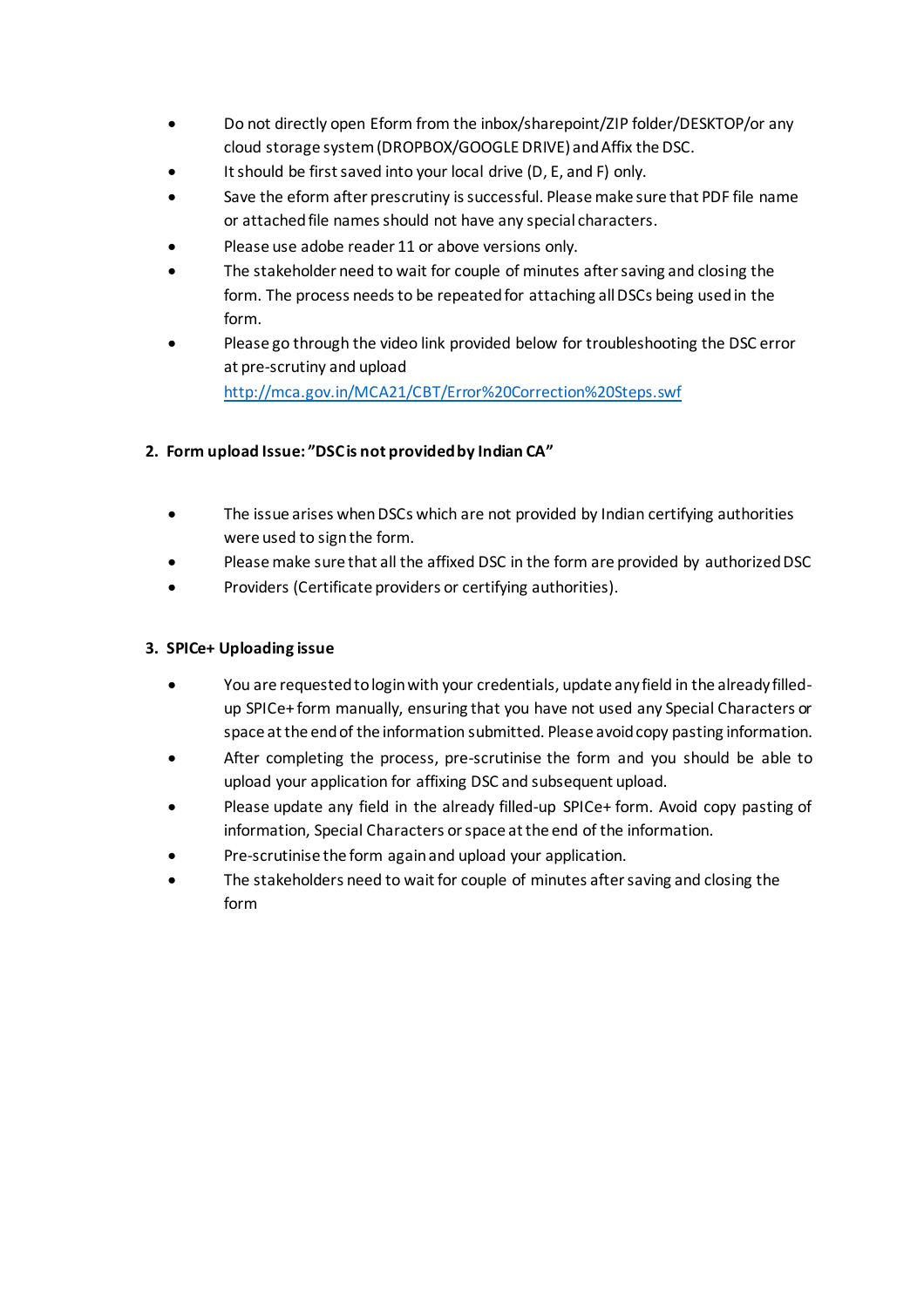- Do not directly open Eform from the inbox/sharepoint/ZIP folder/DESKTOP/or any cloud storage system (DROPBOX/GOOGLE DRIVE) and Affix the DSC.
- It should be first saved into your local drive (D, E, and F) only.
- Save the eform after prescrutiny is successful. Please make sure that PDF file name or attached file names should not have any special characters.
- Please use adobe reader 11 or above versions only.
- The stakeholder need to wait for couple of minutes after saving and closing the form. The process needs to be repeated for attaching all DSCs being used in the form.
- Please go through the video link provided below for troubleshooting the DSC error at pre-scrutiny and upload [http://mca.gov.in/MCA21/CBT/Error%20Correction%20Steps.swf](http://mca.gov.in/MCA21/CBT/Error%20Correction%20Steps.swf)

**2. Form upload Issue: "DSC is not provided by Indian CA"**

- The issue arises when DSCs which are not provided by Indian certifying authorities were used to sign the form.
- Please make sure that all the affixed DSC in the form are provided by authorized DSC
- Providers (Certificate providers or certifying authorities).

**3. SPICe+ Uploading issue**

- You are requested to login with your credentials, update any field in the already filled-up SPICe+ form manually, ensuring that you have not used any Special Characters or space at the end of the information submitted. Please avoid copy pasting information.
- After completing the process, pre-scrutinise the form and you should be able to upload your application for affixing DSC and subsequent upload.
- Please update any field in the already filled-up SPICe+ form. Avoid copy pasting of information, Special Characters or space at the end of the information.
- Pre-scrutinise the form again and upload your application.
- The stakeholders need to wait for couple of minutes after saving and closing the form